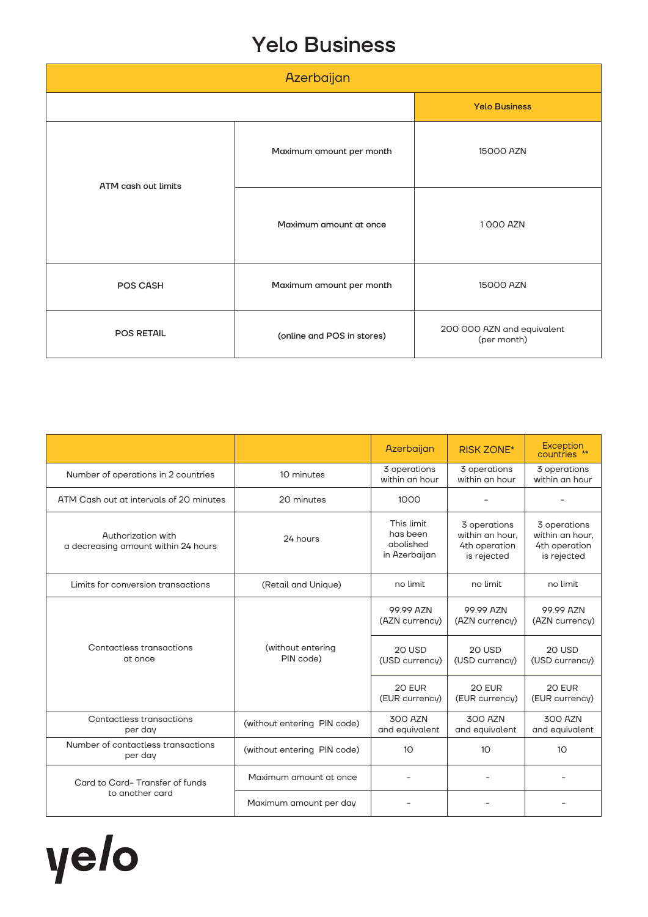# Yelo Business

| Azerbaijan | | |
|---|---|---|
| | | **Yelo Business** |
| **ATM cash out limits** | **Maximum amount per month** | 15000 AZN |
| | **Maximum amount at once** | 1 000 AZN |
| **POS CASH** | **Maximum amount per month** | 15000 AZN |
| **POS RETAIL** | **(online and POS in stores)** | 200 000 AZN and equivalent (per month) |

| | | Azerbaijan | RISK ZONE* | Exception countries ** |
|---|---|---|---|---|
| Number of operations in 2 countries | 10 minutes | 3 operations within an hour | 3 operations within an hour | 3 operations within an hour |
| ATM Cash out at intervals of 20 minutes | 20 minutes | 1000 | - | - |
| Authorization with a decreasing amount within 24 hours | 24 hours | This limit has been abolished in Azerbaijan | 3 operations within an hour, 4th operation is rejected | 3 operations within an hour, 4th operation is rejected |
| Limits for conversion transactions | (Retail and Unique) | no limit | no limit | no limit |
| Contactless transactions at once | (without entering PIN code) | 99.99 AZN (AZN currency) | 99.99 AZN (AZN currency) | 99.99 AZN (AZN currency) |
| | | 20 USD (USD currency) | 20 USD (USD currency) | 20 USD (USD currency) |
| | | 20 EUR (EUR currency) | 20 EUR (EUR currency) | 20 EUR (EUR currency) |
| Contactless transactions per day | (without entering PIN code) | 300 AZN and equivalent | 300 AZN and equivalent | 300 AZN and equivalent |
| Number of contactless transactions per day | (without entering PIN code) | 10 | 10 | 10 |
| Card to Card- Transfer of funds to another card | Maximum amount at once | - | - | - |
| | Maximum amount per day | - | - | - |

yelo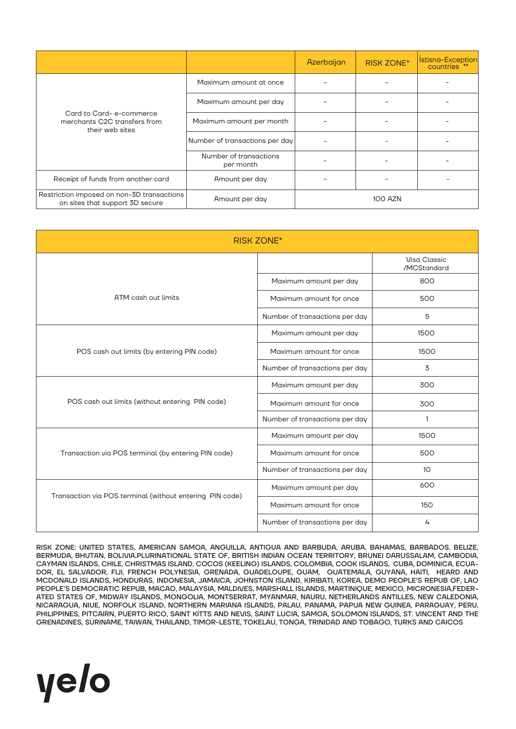| | | Azerbaijan | RISK ZONE* | İstisna-Exception countries ** |
|---|---|---|---|---|
| Card to Card- e-commerce merchants C2C transfers from their web sites | Maximum amount at once | - | - | - |
| | Maximum amount per day | - | - | - |
| | Maximum amount per month | - | - | - |
| | Number of transactions per day | - | - | - |
| | Number of transactions per month | - | - | - |
| Receipt of funds from another card | Amount per day | - | - | - |
| Restriction imposed on non-3D transactions on sites that support 3D secure | Amount per day | 100 AZN | | |

| RISK ZONE* | | |
|---|---|---|
| | | Visa Classic /MCStandard |
| ATM cash out limits | Maximum amount per day | 800 |
| | Maximum amount for once | 500 |
| | Number of transactions per day | 5 |
| POS cash out limits (by entering PIN code) | Maximum amount per day | 1500 |
| | Maximum amount for once | 1500 |
| | Number of transactions per day | 3 |
| POS cash out limits (without entering PIN code) | Maximum amount per day | 300 |
| | Maximum amount for once | 300 |
| | Number of transactions per day | 1 |
| Transaction via POS terminal (by entering PIN code) | Maximum amount per day | 1500 |
| | Maximum amount for once | 500 |
| | Number of transactions per day | 10 |
| Transaction via POS terminal (without entering PIN code) | Maximum amount per day | 600 |
| | Maximum amount for once | 150 |
| | Number of transactions per day | 4 |

**RISK ZONE: UNITED STATES, AMERICAN SAMOA, ANGUILLA, ANTIGUA AND BARBUDA, ARUBA, BAHAMAS, BARBADOS, BELIZE, BERMUDA, BHUTAN, BOLIVIA,PLURINATIONAL STATE OF, BRITISH INDIAN OCEAN TERRITORY, BRUNEI DARUSSALAM, CAMBODIA, CAYMAN ISLANDS, CHILE, CHRISTMAS ISLAND, COCOS (KEELING) ISLANDS, COLOMBIA, COOK ISLANDS, CUBA, DOMINICA, ECUADOR, EL SALVADOR, FIJI, FRENCH POLYNESIA, GRENADA, GUADELOUPE, GUAM, GUATEMALA, GUYANA, HAITI, HEARD AND MCDONALD ISLANDS, HONDURAS, INDONESIA, JAMAICA, JOHNSTON ISLAND, KIRIBATI, KOREA, DEMO PEOPLE'S REPUB OF, LAO PEOPLE'S DEMOCRATIC REPUB, MACAO, MALAYSIA, MALDIVES, MARSHALL ISLANDS, MARTINIQUE, MEXICO, MICRONESIA,FEDERATED STATES OF, MIDWAY ISLANDS, MONGOLIA, MONTSERRAT, MYANMAR, NAURU, NETHERLANDS ANTILLES, NEW CALEDONIA, NICARAGUA, NIUE, NORFOLK ISLAND, NORTHERN MARIANA ISLANDS, PALAU, PANAMA, PAPUA NEW GUINEA, PARAGUAY, PERU, PHILIPPINES, PITCAIRN, PUERTO RICO, SAINT KITTS AND NEVIS, SAINT LUCIA, SAMOA, SOLOMON ISLANDS, ST. VINCENT AND THE GRENADINES, SURINAME, TAIWAN, THAILAND, TIMOR-LESTE, TOKELAU, TONGA, TRINIDAD AND TOBAGO, TURKS AND CAICOS**

yelo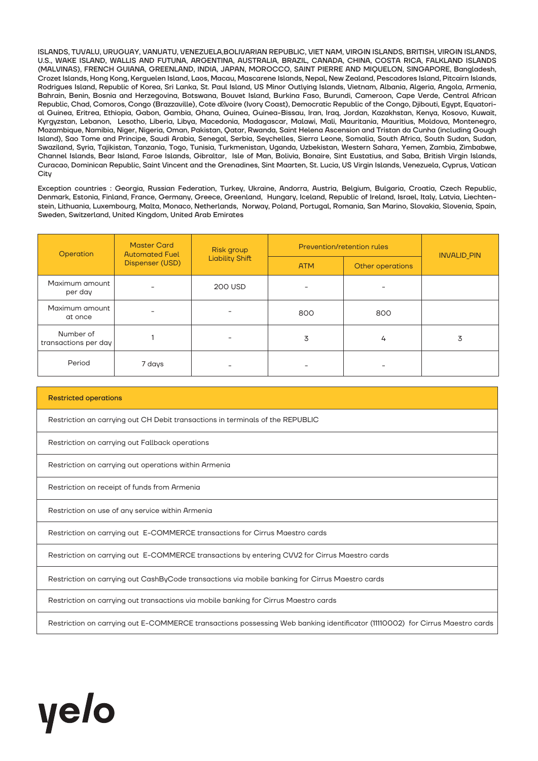ISLANDS, TUVALU, URUGUAY, VANUATU, VENEZUELA,BOLIVARIAN REPUBLIC, VIET NAM, VIRGIN ISLANDS, BRITISH, VIRGIN ISLANDS, U.S., WAKE ISLAND, WALLIS AND FUTUNA, ARGENTINA, AUSTRALIA, BRAZIL, CANADA, CHINA, COSTA RICA, FALKLAND ISLANDS (MALVINAS), FRENCH GUIANA, GREENLAND, INDIA, JAPAN, MOROCCO, SAINT PIERRE AND MIQUELON, SINGAPORE, Bangladesh, Crozet Islands, Hong Kong, Kerguelen Island, Laos, Macau, Mascarene Islands, Nepal, New Zealand, Pescadores Island, Pitcairn Islands, Rodrigues Island, Republic of Korea, Sri Lanka, St. Paul Island, US Minor Outlying Islands, Vietnam, Albania, Algeria, Angola, Armenia, Bahrain, Benin, Bosnia and Herzegovina, Botswana, Bouvet Island, Burkina Faso, Burundi, Cameroon, Cape Verde, Central African Republic, Chad, Comoros, Congo (Brazzaville), Cote d�voire (Ivory Coast), Democratic Republic of the Congo, Djibouti, Egypt, Equatorial Guinea, Eritrea, Ethiopia, Gabon, Gambia, Ghana, Guinea, Guinea-Bissau, Iran, Iraq, Jordan, Kazakhstan, Kenya, Kosovo, Kuwait, Kyrgyzstan, Lebanon, Lesotho, Liberia, Libya, Macedonia, Madagascar, Malawi, Mali, Mauritania, Mauritius, Moldova, Montenegro, Mozambique, Namibia, Niger, Nigeria, Oman, Pakistan, Qatar, Rwanda, Saint Helena Ascension and Tristan da Cunha (including Gough Island), Sao Tome and Principe, Saudi Arabia, Senegal, Serbia, Seychelles, Sierra Leone, Somalia, South Africa, South Sudan, Sudan, Swaziland, Syria, Tajikistan, Tanzania, Togo, Tunisia, Turkmenistan, Uganda, Uzbekistan, Western Sahara, Yemen, Zambia, Zimbabwe, Channel Islands, Bear Island, Faroe Islands, Gibraltar, Isle of Man, Bolivia, Bonaire, Sint Eustatius, and Saba, British Virgin Islands, Curacao, Dominican Republic, Saint Vincent and the Grenadines, Sint Maarten, St. Lucia, US Virgin Islands, Venezuela, Cyprus, Vatican City

Exception countries : Georgia, Russian Federation, Turkey, Ukraine, Andorra, Austria, Belgium, Bulgaria, Croatia, Czech Republic, Denmark, Estonia, Finland, France, Germany, Greece, Greenland, Hungary, Iceland, Republic of Ireland, Israel, Italy, Latvia, Liechtenstein, Lithuania, Luxembourg, Malta, Monaco, Netherlands, Norway, Poland, Portugal, Romania, San Marino, Slovakia, Slovenia, Spain, Sweden, Switzerland, United Kingdom, United Arab Emirates

| Operation | Master Card Automated Fuel Dispenser (USD) | Risk group Liability Shift | Prevention/retention rules | | INVALID_PIN |
|---|---|---|---|---|---|
| | | | ATM | Other operations | |
| Maximum amount per day | - | 200 USD | - | - | |
| Maximum amount at once | - | - | 800 | 800 | |
| Number of transactions per day | 1 | - | 3 | 4 | 3 |
| Period | 7 days | - | - | - | |

| Restricted operations |
|---|
| Restriction an carrying out CH Debit transactions in terminals of the REPUBLIC |
| Restriction on carrying out Fallback operations |
| Restriction on carrying out operations within Armenia |
| Restriction on receipt of funds from Armenia |
| Restriction on use of any service within Armenia |
| Restriction on carrying out E-COMMERCE transactions for Cirrus Maestro cards |
| Restriction on carrying out E-COMMERCE transactions by entering CVV2 for Cirrus Maestro cards |
| Restriction on carrying out CashByCode transactions via mobile banking for Cirrus Maestro cards |
| Restriction on carrying out transactions via mobile banking for Cirrus Maestro cards |
| Restriction on carrying out E-COMMERCE transactions possessing Web banking identificator (11110002) for Cirrus Maestro cards |

yelo